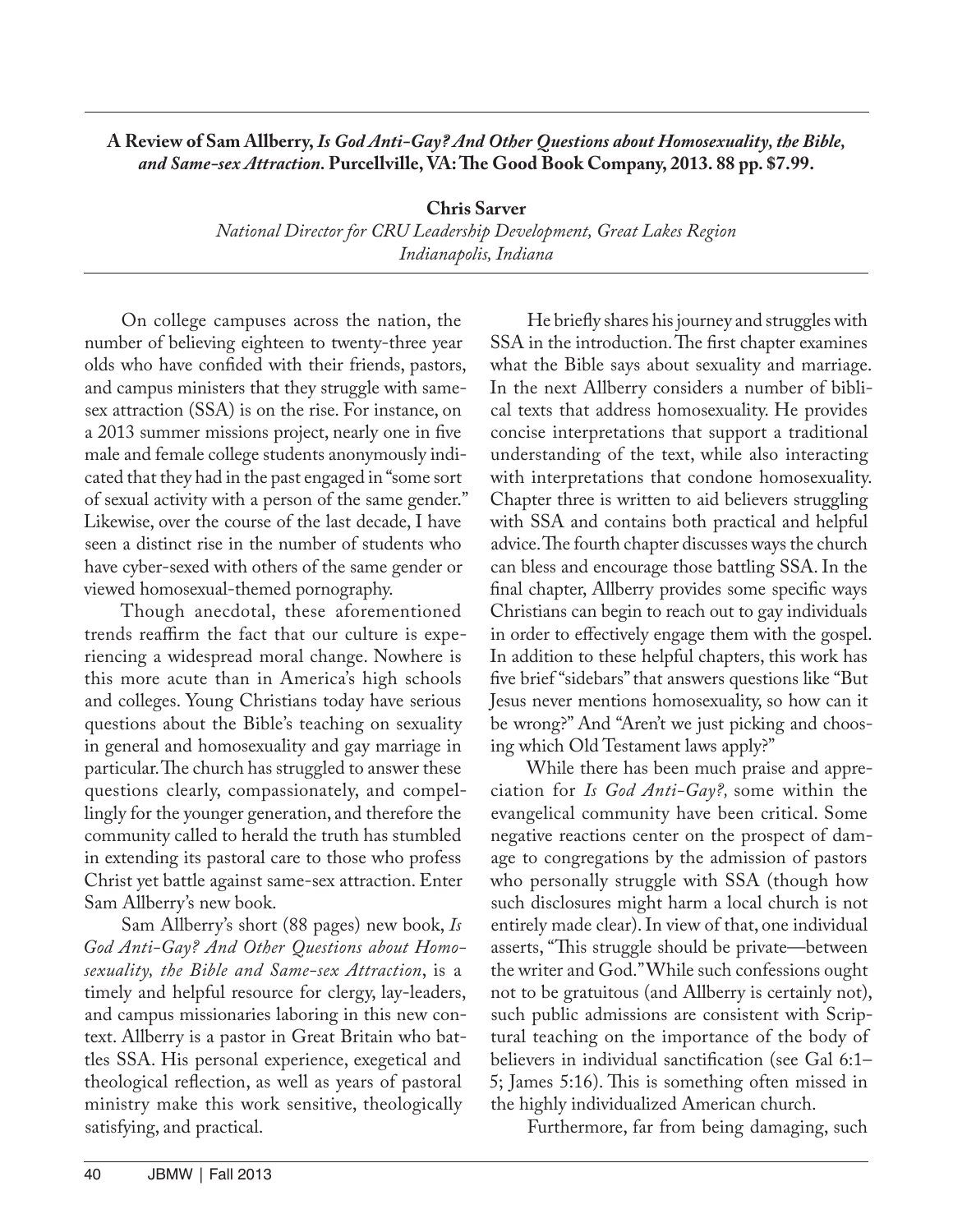**A Review of Sam Allberry, *Is God Anti-Gay? And Other Questions about Homosexuality, the Bible, and Same-sex Attraction*. Purcellville, VA: The Good Book Company, 2013. 88 pp. $7.99.**

**Chris Sarver**
*National Director for CRU Leadership Development, Great Lakes Region*
*Indianapolis, Indiana*

On college campuses across the nation, the number of believing eighteen to twenty-three year olds who have confided with their friends, pastors, and campus ministers that they struggle with same-sex attraction (SSA) is on the rise. For instance, on a 2013 summer missions project, nearly one in five male and female college students anonymously indicated that they had in the past engaged in "some sort of sexual activity with a person of the same gender." Likewise, over the course of the last decade, I have seen a distinct rise in the number of students who have cyber-sexed with others of the same gender or viewed homosexual-themed pornography.

Though anecdotal, these aforementioned trends reaffirm the fact that our culture is experiencing a widespread moral change. Nowhere is this more acute than in America's high schools and colleges. Young Christians today have serious questions about the Bible's teaching on sexuality in general and homosexuality and gay marriage in particular. The church has struggled to answer these questions clearly, compassionately, and compellingly for the younger generation, and therefore the community called to herald the truth has stumbled in extending its pastoral care to those who profess Christ yet battle against same-sex attraction. Enter Sam Allberry's new book.

Sam Allberry's short (88 pages) new book, *Is God Anti-Gay? And Other Questions about Homosexuality, the Bible and Same-sex Attraction*, is a timely and helpful resource for clergy, lay-leaders, and campus missionaries laboring in this new context. Allberry is a pastor in Great Britain who battles SSA. His personal experience, exegetical and theological reflection, as well as years of pastoral ministry make this work sensitive, theologically satisfying, and practical.

He briefly shares his journey and struggles with SSA in the introduction. The first chapter examines what the Bible says about sexuality and marriage. In the next Allberry considers a number of biblical texts that address homosexuality. He provides concise interpretations that support a traditional understanding of the text, while also interacting with interpretations that condone homosexuality. Chapter three is written to aid believers struggling with SSA and contains both practical and helpful advice. The fourth chapter discusses ways the church can bless and encourage those battling SSA. In the final chapter, Allberry provides some specific ways Christians can begin to reach out to gay individuals in order to effectively engage them with the gospel. In addition to these helpful chapters, this work has five brief "sidebars" that answers questions like "But Jesus never mentions homosexuality, so how can it be wrong?" And "Aren't we just picking and choosing which Old Testament laws apply?"

While there has been much praise and appreciation for *Is God Anti-Gay?*, some within the evangelical community have been critical. Some negative reactions center on the prospect of damage to congregations by the admission of pastors who personally struggle with SSA (though how such disclosures might harm a local church is not entirely made clear). In view of that, one individual asserts, "This struggle should be private—between the writer and God." While such confessions ought not to be gratuitous (and Allberry is certainly not), such public admissions are consistent with Scriptural teaching on the importance of the body of believers in individual sanctification (see Gal 6:1–5; James 5:16). This is something often missed in the highly individualized American church.

Furthermore, far from being damaging, such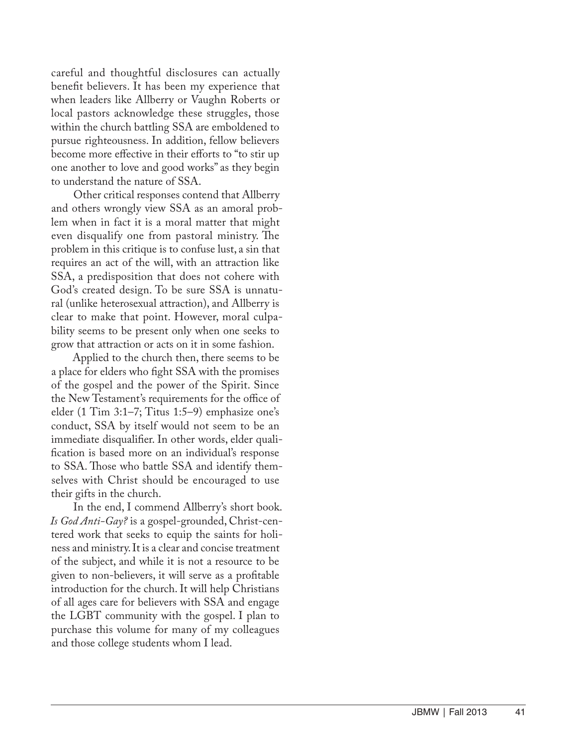careful and thoughtful disclosures can actually benefit believers. It has been my experience that when leaders like Allberry or Vaughn Roberts or local pastors acknowledge these struggles, those within the church battling SSA are emboldened to pursue righteousness. In addition, fellow believers become more effective in their efforts to "to stir up one another to love and good works" as they begin to understand the nature of SSA.

Other critical responses contend that Allberry and others wrongly view SSA as an amoral problem when in fact it is a moral matter that might even disqualify one from pastoral ministry. The problem in this critique is to confuse lust, a sin that requires an act of the will, with an attraction like SSA, a predisposition that does not cohere with God's created design. To be sure SSA is unnatural (unlike heterosexual attraction), and Allberry is clear to make that point. However, moral culpability seems to be present only when one seeks to grow that attraction or acts on it in some fashion.

Applied to the church then, there seems to be a place for elders who fight SSA with the promises of the gospel and the power of the Spirit. Since the New Testament's requirements for the office of elder (1 Tim 3:1–7; Titus 1:5–9) emphasize one's conduct, SSA by itself would not seem to be an immediate disqualifier. In other words, elder qualification is based more on an individual's response to SSA. Those who battle SSA and identify themselves with Christ should be encouraged to use their gifts in the church.

In the end, I commend Allberry's short book. *Is God Anti-Gay?* is a gospel-grounded, Christ-centered work that seeks to equip the saints for holiness and ministry. It is a clear and concise treatment of the subject, and while it is not a resource to be given to non-believers, it will serve as a profitable introduction for the church. It will help Christians of all ages care for believers with SSA and engage the LGBT community with the gospel. I plan to purchase this volume for many of my colleagues and those college students whom I lead.